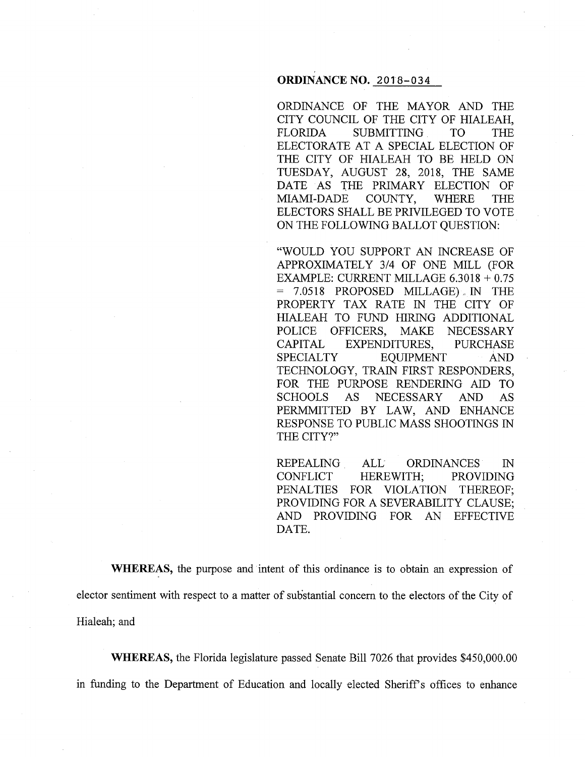**ORDINANCE NO. 2018-034**

ORDINANCE OF THE MAYOR AND THE CITY COUNCIL OF THE CITY OF HIALEAH, FLORIDA SUBMITTING TO THE ELECTORATE AT A SPECIAL ELECTION OF THE CITY OF HIALEAH TO BE HELD ON TUESDAY, AUGUST 28, 2018, THE SAME DATE AS THE PRIMARY ELECTION OF MIAMI-DADE COUNTY, WHERE THE ELECTORS SHALL BE PRIVILEGED TO VOTE ON THE FOLLOWING BALLOT QUESTION:

"WOULD YOU SUPPORT AN INCREASE OF APPROXIMATELY 3/4 OF ONE MILL (FOR EXAMPLE: CURRENT MILLAGE 6.3018 + 0.75 = 7.0518 PROPOSED MILLAGE) IN THE PROPERTY TAX RATE IN THE CITY OF HIALEAH TO FUND HIRING ADDITIONAL POLICE OFFICERS, MAKE NECESSARY CAPITAL EXPENDITURES, PURCHASE SPECIALTY EQUIPMENT AND TECHNOLOGY, TRAIN FIRST RESPONDERS, FOR THE PURPOSE RENDERING AID TO SCHOOLS AS NECESSARY AND AS PERMMITTED BY LAW, AND ENHANCE RESPONSE TO PUBLIC MASS SHOOTINGS IN THE CITY?"

REPEALING ALL ORDINANCES IN CONFLICT HEREWITH; PROVIDING PENALTIES FOR VIOLATION THEREOF; PROVIDING FOR A SEVERABILITY CLAUSE; AND PROVIDING FOR AN EFFECTIVE DATE.

**WHEREAS,** the purpose and intent of this ordinance is to obtain an expression of elector sentiment with respect to a matter of substantial concern to the electors of the City of Hialeah; and

**WHEREAS,** the Florida legislature passed Senate Bill 7026 that provides $450,000.00 in funding to the Department of Education and locally elected Sheriff's offices to enhance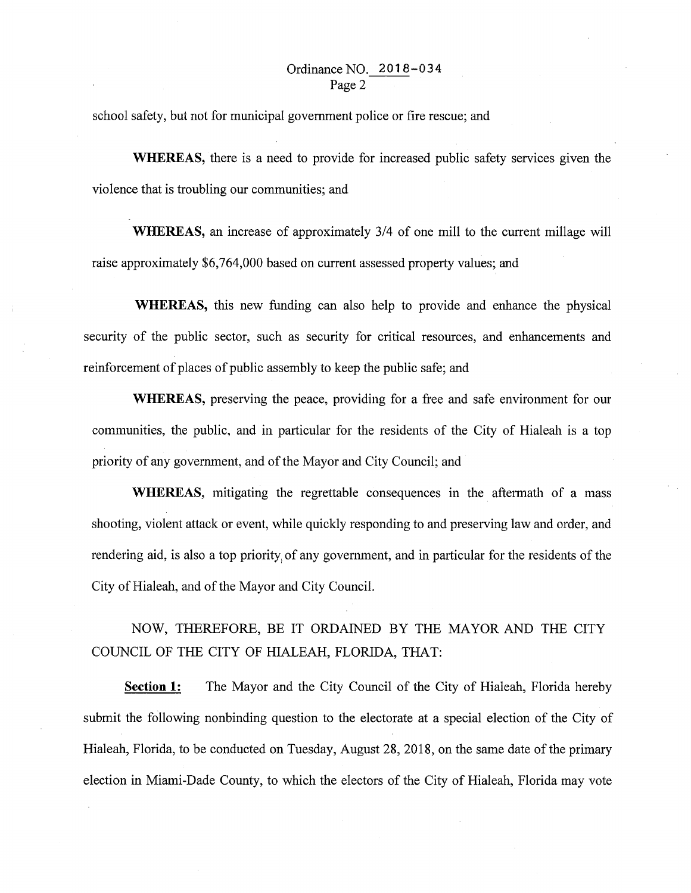school safety, but not for municipal government police or fire rescue; and

**WHEREAS,** there is a need to provide for increased public safety services given the violence that is troubling our communities; and

**WHEREAS,** an increase of approximately 3/4 of one mill to the current millage will raise approximately $6,764,000 based on current assessed property values; and

**WHEREAS,** this new funding can also help to provide and enhance the physical security of the public sector, such as security for critical resources, and enhancements and reinforcement of places of public assembly to keep the public safe; and

**WHEREAS,** preserving the peace, providing for a free and safe environment for our communities, the public, and in particular for the residents of the City of Hialeah is a top priority of any government, and of the Mayor and City Council; and

**WHEREAS,** mitigating the regrettable consequences in the aftermath of a mass shooting, violent attack or event, while quickly responding to and preserving law and order, and rendering aid, is also a top priority of any government, and in particular for the residents of the City of Hialeah, and of the Mayor and City Council.

NOW, THEREFORE, BE IT ORDAINED BY THE MAYOR AND THE CITY COUNCIL OF THE CITY OF HIALEAH, FLORIDA, THAT:

**Section 1:** The Mayor and the City Council of the City of Hialeah, Florida hereby submit the following nonbinding question to the electorate at a special election of the City of Hialeah, Florida, to be conducted on Tuesday, August 28, 2018, on the same date of the primary election in Miami-Dade County, to which the electors of the City of Hialeah, Florida may vote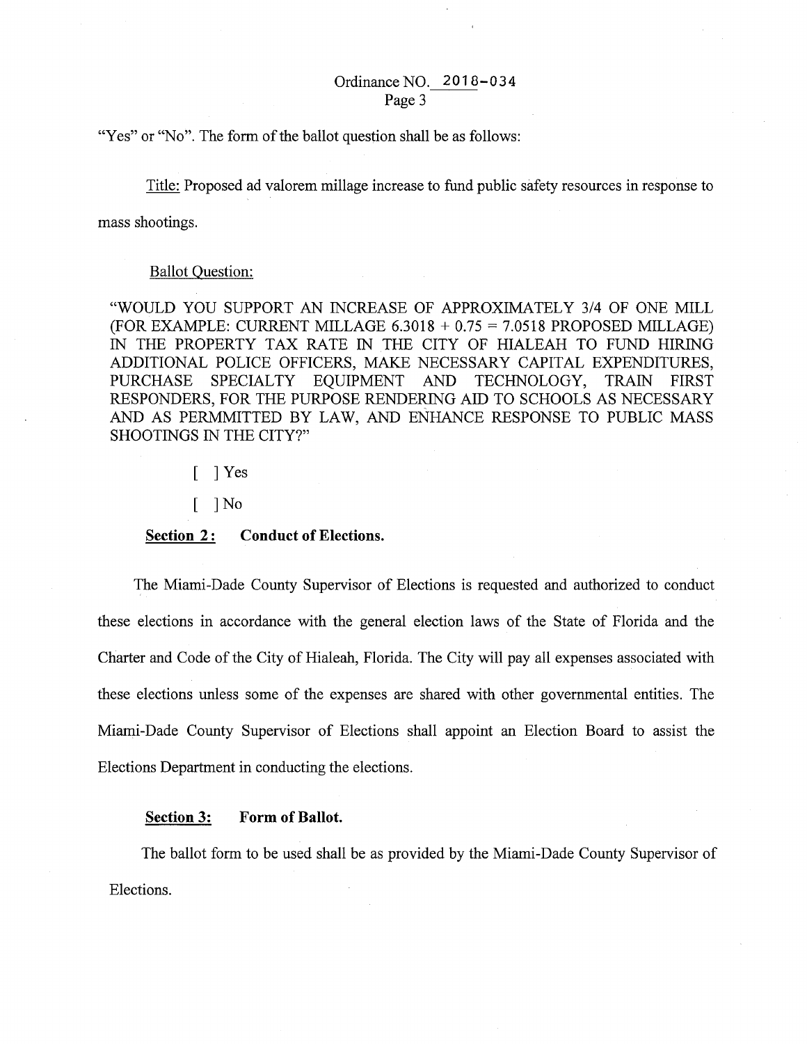"Yes" or "No". The form of the ballot question shall be as follows:

Title: Proposed ad valorem millage increase to fund public safety resources in response to mass shootings.

Ballot Question:

"WOULD YOU SUPPORT AN INCREASE OF APPROXIMATELY 3/4 OF ONE MILL (FOR EXAMPLE: CURRENT MILLAGE 6.3018 + 0.75 = 7.0518 PROPOSED MILLAGE) IN THE PROPERTY TAX RATE IN THE CITY OF HIALEAH TO FUND HIRING ADDITIONAL POLICE OFFICERS, MAKE NECESSARY CAPITAL EXPENDITURES, PURCHASE SPECIALTY EQUIPMENT AND TECHNOLOGY, TRAIN FIRST RESPONDERS, FOR THE PURPOSE RENDERING AID TO SCHOOLS AS NECESSARY AND AS PERMMITTED BY LAW, AND ENHANCE RESPONSE TO PUBLIC MASS SHOOTINGS IN THE CITY?"

[ ] Yes

[ ] No

**Section 2: Conduct of Elections.**

The Miami-Dade County Supervisor of Elections is requested and authorized to conduct these elections in accordance with the general election laws of the State of Florida and the Charter and Code of the City of Hialeah, Florida. The City will pay all expenses associated with these elections unless some of the expenses are shared with other governmental entities. The Miami-Dade County Supervisor of Elections shall appoint an Election Board to assist the Elections Department in conducting the elections.

**Section 3: Form of Ballot.**

The ballot form to be used shall be as provided by the Miami-Dade County Supervisor of Elections.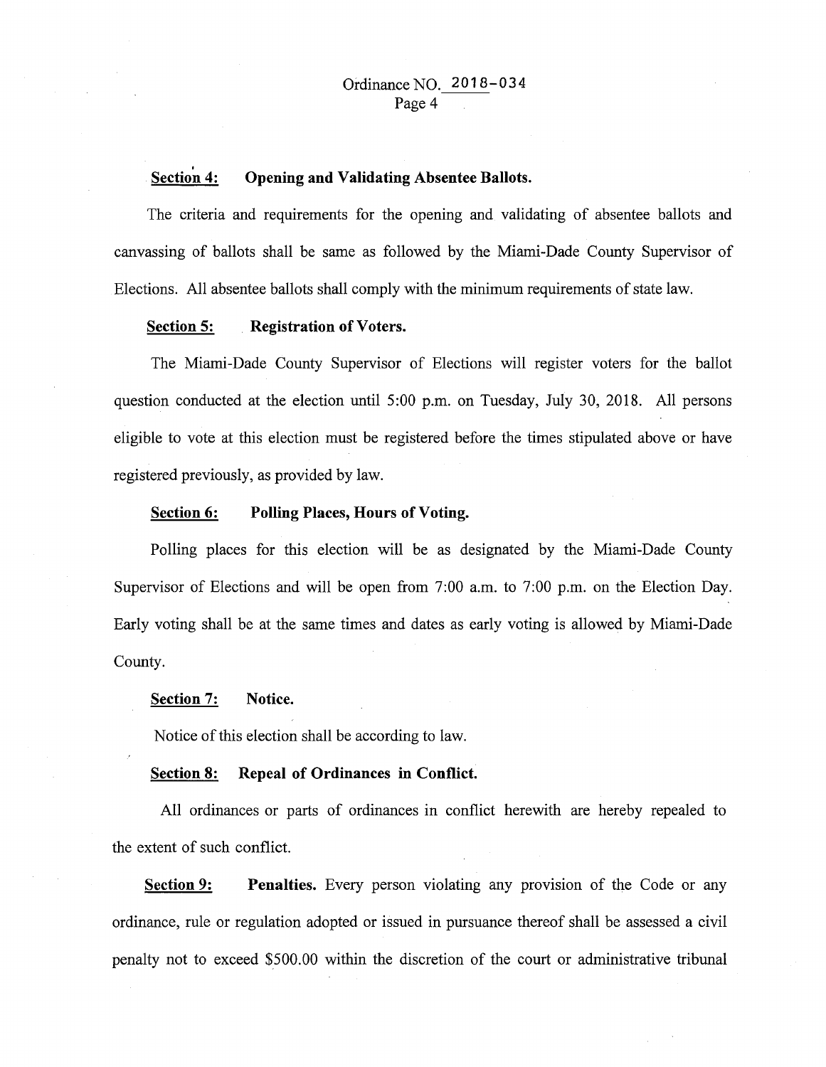Ordinance NO. 2018-034

**Section 4: Opening and Validating Absentee Ballots.**

The criteria and requirements for the opening and validating of absentee ballots and canvassing of ballots shall be same as followed by the Miami-Dade County Supervisor of Elections. All absentee ballots shall comply with the minimum requirements of state law.

**Section 5: Registration of Voters.**

The Miami-Dade County Supervisor of Elections will register voters for the ballot question conducted at the election until 5:00 p.m. on Tuesday, July 30, 2018. All persons eligible to vote at this election must be registered before the times stipulated above or have registered previously, as provided by law.

**Section 6: Polling Places, Hours of Voting.**

Polling places for this election will be as designated by the Miami-Dade County Supervisor of Elections and will be open from 7:00 a.m. to 7:00 p.m. on the Election Day. Early voting shall be at the same times and dates as early voting is allowed by Miami-Dade County.

**Section 7: Notice.**

Notice of this election shall be according to law.

**Section 8: Repeal of Ordinances in Conflict.**

All ordinances or parts of ordinances in conflict herewith are hereby repealed to the extent of such conflict.

**Section 9: Penalties.** Every person violating any provision of the Code or any ordinance, rule or regulation adopted or issued in pursuance thereof shall be assessed a civil penalty not to exceed $500.00 within the discretion of the court or administrative tribunal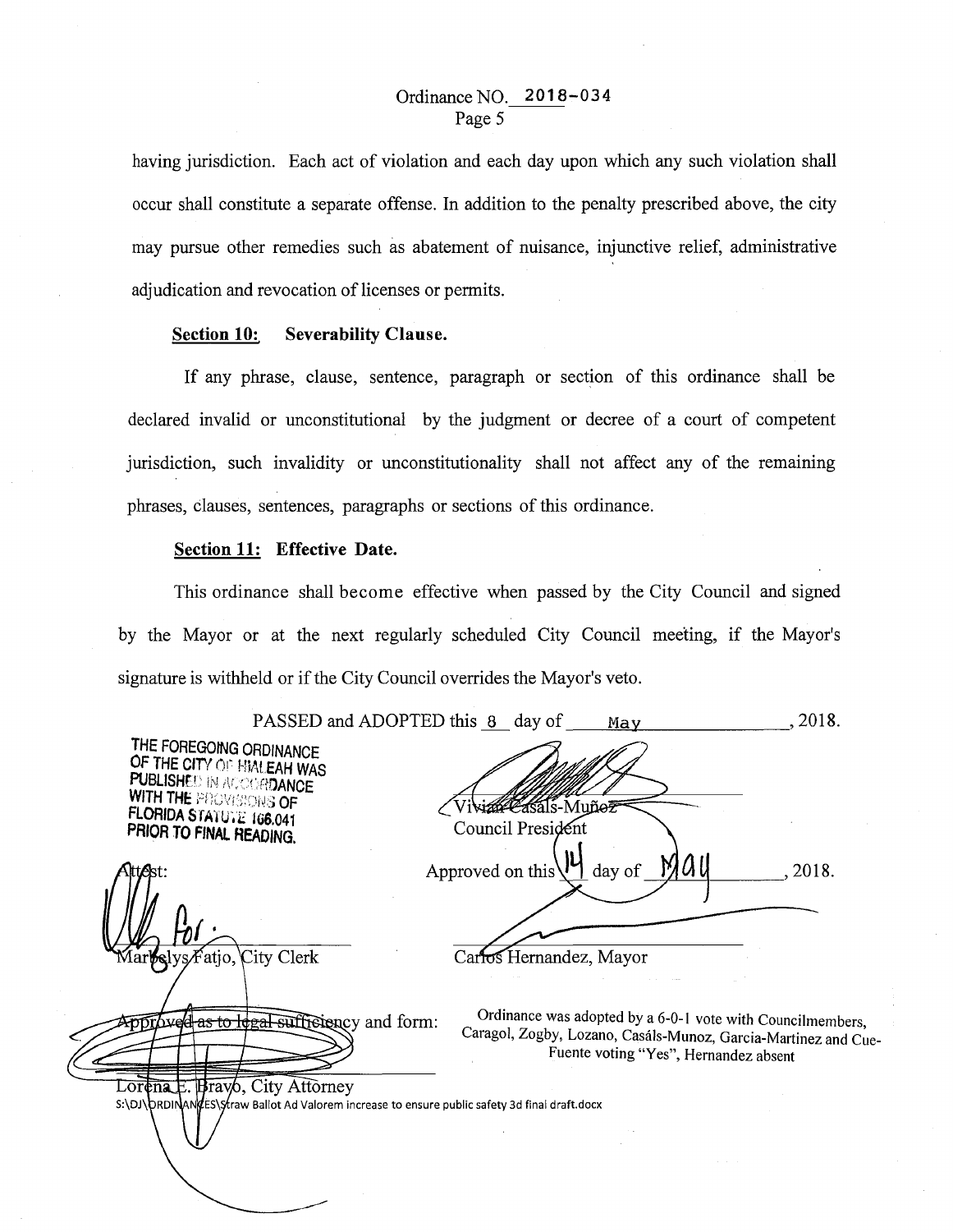having jurisdiction. Each act of violation and each day upon which any such violation shall occur shall constitute a separate offense. In addition to the penalty prescribed above, the city may pursue other remedies such as abatement of nuisance, injunctive relief, administrative adjudication and revocation of licenses or permits.

**Section 10: Severability Clause.**

If any phrase, clause, sentence, paragraph or section of this ordinance shall be declared invalid or unconstitutional by the judgment or decree of a court of competent jurisdiction, such invalidity or unconstitutionality shall not affect any of the remaining phrases, clauses, sentences, paragraphs or sections of this ordinance.

**Section 11: Effective Date.**

This ordinance shall become effective when passed by the City Council and signed by the Mayor or at the next regularly scheduled City Council meeting, if the Mayor's signature is withheld or if the City Council overrides the Mayor's veto.

PASSED and ADOPTED this 8 day of May, 2018.

THE FOREGOING ORDINANCE OF THE CITY OF HIALEAH WAS PUBLISHED IN ACCORDANCE WITH THE PROVISIONS OF FLORIDA STATUTE 166.041 PRIOR TO FINAL READING.

Vivian Casáls-Muñoz
Council President

Approved on this 14 day of May, 2018.

Attest:

for
Marbelys Fatjo, City Clerk

Carlos Hernandez, Mayor

Approved as to legal sufficiency and form:

Lorena E. Bravo, City Attorney

Ordinance was adopted by a 6-0-1 vote with Councilmembers, Caragol, Zogby, Lozano, Casáls-Munoz, Garcia-Martinez and Cue-Fuente voting "Yes", Hernandez absent

S:\DJ\ORDINANCES\Straw Ballot Ad Valorem increase to ensure public safety 3d final draft.docx